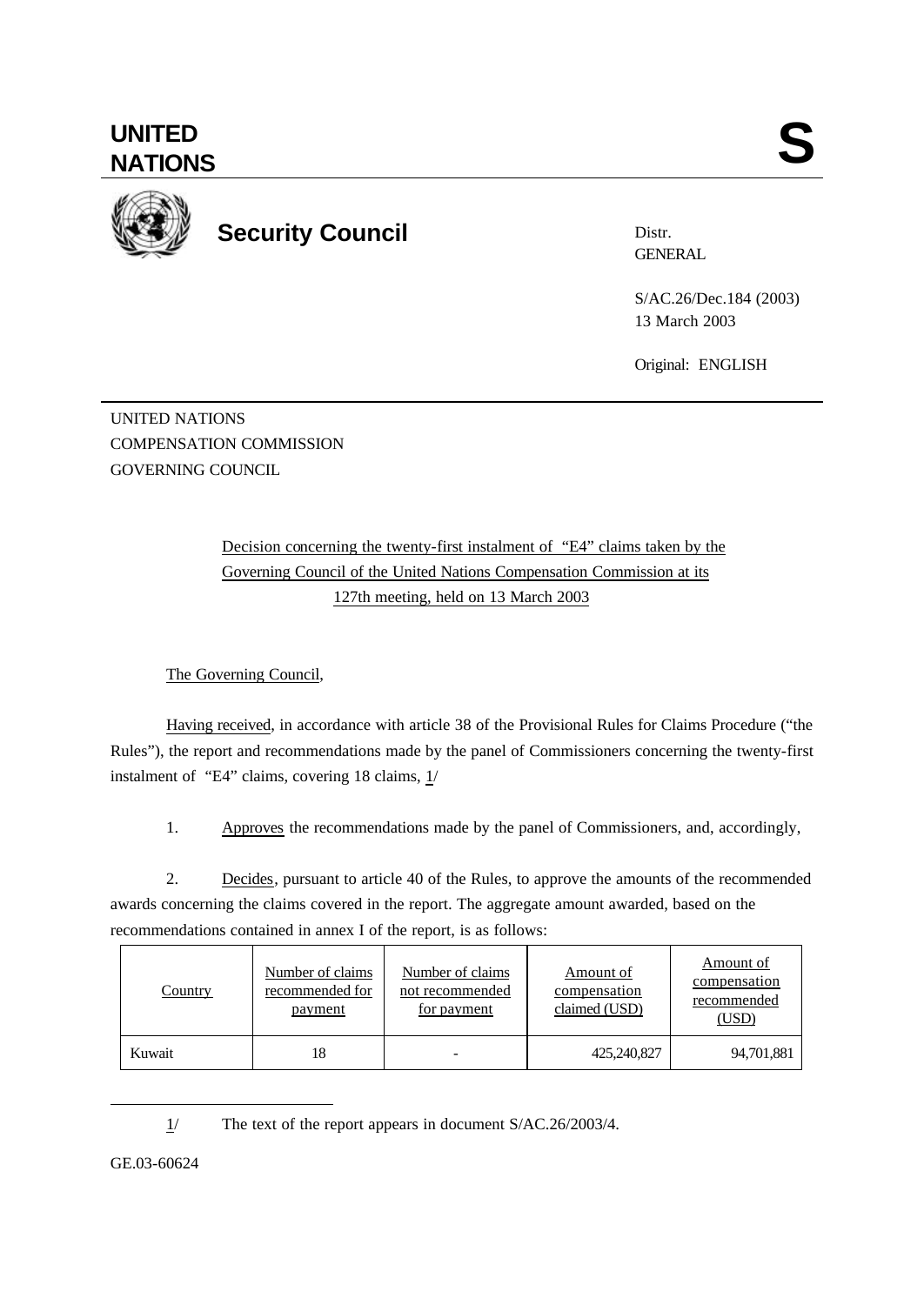# UNITED NATIONS

**S**

## Security Council

Distr.
GENERAL

S/AC.26/Dec.184 (2003)
13 March 2003

Original: ENGLISH

UNITED NATIONS
COMPENSATION COMMISSION
GOVERNING COUNCIL

Decision concerning the twenty-first instalment of "E4" claims taken by the Governing Council of the United Nations Compensation Commission at its 127th meeting, held on 13 March 2003

The Governing Council,

Having received, in accordance with article 38 of the Provisional Rules for Claims Procedure ("the Rules"), the report and recommendations made by the panel of Commissioners concerning the twenty-first instalment of "E4" claims, covering 18 claims, 1/

1. Approves the recommendations made by the panel of Commissioners, and, accordingly,

2. Decides, pursuant to article 40 of the Rules, to approve the amounts of the recommended awards concerning the claims covered in the report. The aggregate amount awarded, based on the recommendations contained in annex I of the report, is as follows:

| Country | Number of claims recommended for payment | Number of claims not recommended for payment | Amount of compensation claimed (USD) | Amount of compensation recommended (USD) |
|---|---|---|---|---|
| Kuwait | 18 | - | 425,240,827 | 94,701,881 |

1/ The text of the report appears in document S/AC.26/2003/4.

GE.03-60624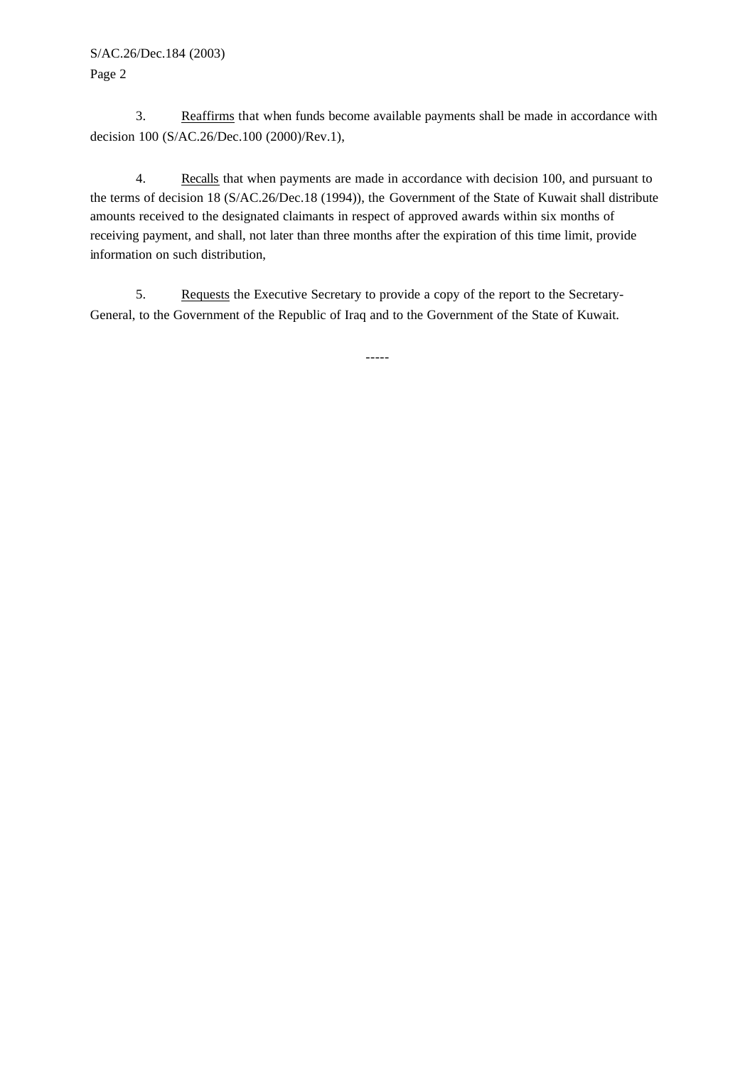3. Reaffirms that when funds become available payments shall be made in accordance with decision 100 (S/AC.26/Dec.100 (2000)/Rev.1),

4. Recalls that when payments are made in accordance with decision 100, and pursuant to the terms of decision 18 (S/AC.26/Dec.18 (1994)), the Government of the State of Kuwait shall distribute amounts received to the designated claimants in respect of approved awards within six months of receiving payment, and shall, not later than three months after the expiration of this time limit, provide information on such distribution,

5. Requests the Executive Secretary to provide a copy of the report to the Secretary-General, to the Government of the Republic of Iraq and to the Government of the State of Kuwait.

-----